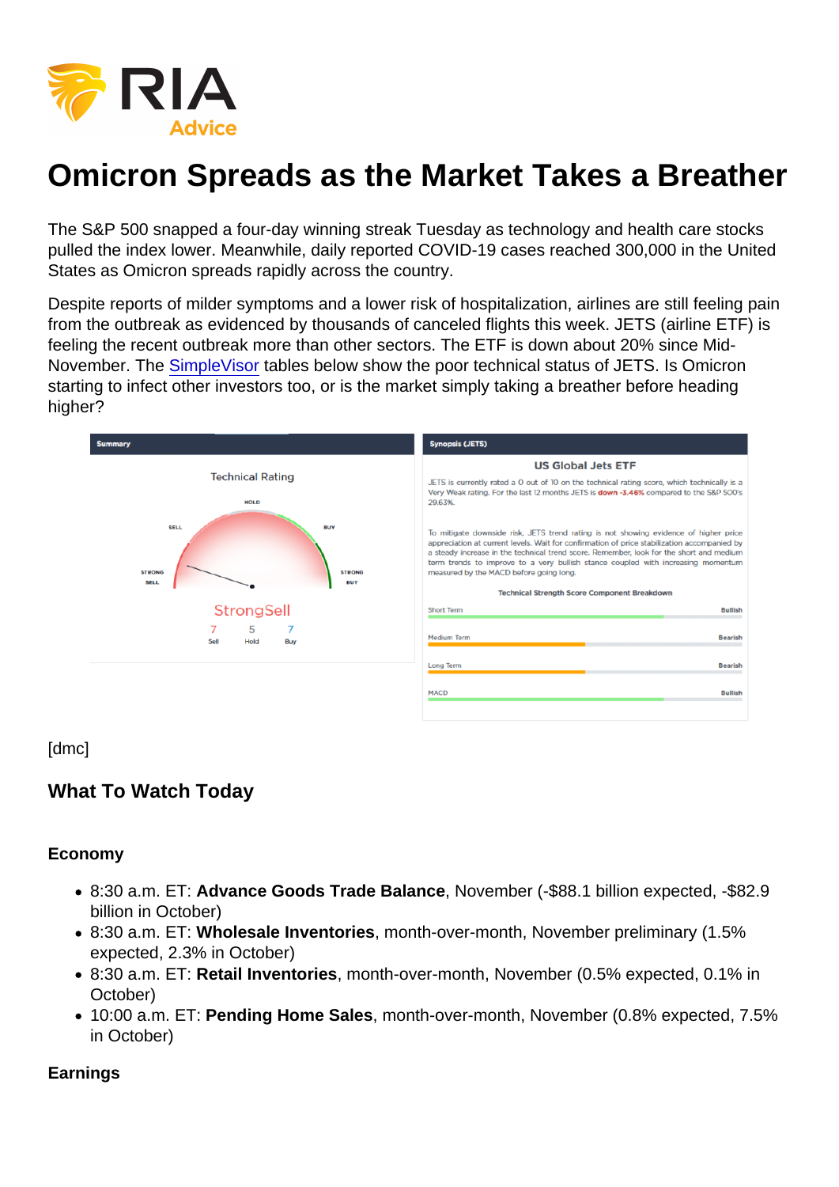# Omicron Spreads as the Market Takes a Breather

The S&P 500 snapped a four-day winning streak Tuesday as technology and health care stocks pulled the index lower. Meanwhile, daily reported COVID-19 cases reached 300,000 in the United States as Omicron spreads rapidly across the country.

Despite reports of milder symptoms and a lower risk of hospitalization, airlines are still feeling pain from the outbreak as evidenced by thousands of canceled flights this week. JETS (airline ETF) is feeling the recent outbreak more than other sectors. The ETF is down about 20% since Mid-November. The SimpleVisor tables below show the poor technical status of JETS. Is Omicron starting to infect other investors too, or is the market simply taking a breather before heading higher?

[dmc]

## What To Watch Today

### Economy

- 8:30 a.m. ET: **Advance Goods Trade Balance**, November (-$88.1 billion expected, -$82.9 billion in October)
- 8:30 a.m. ET: **Wholesale Inventories**, month-over-month, November preliminary (1.5% expected, 2.3% in October)
- 8:30 a.m. ET: **Retail Inventories**, month-over-month, November (0.5% expected, 0.1% in October)
- 10:00 a.m. ET: **Pending Home Sales**, month-over-month, November (0.8% expected, 7.5% in October)

### Earnings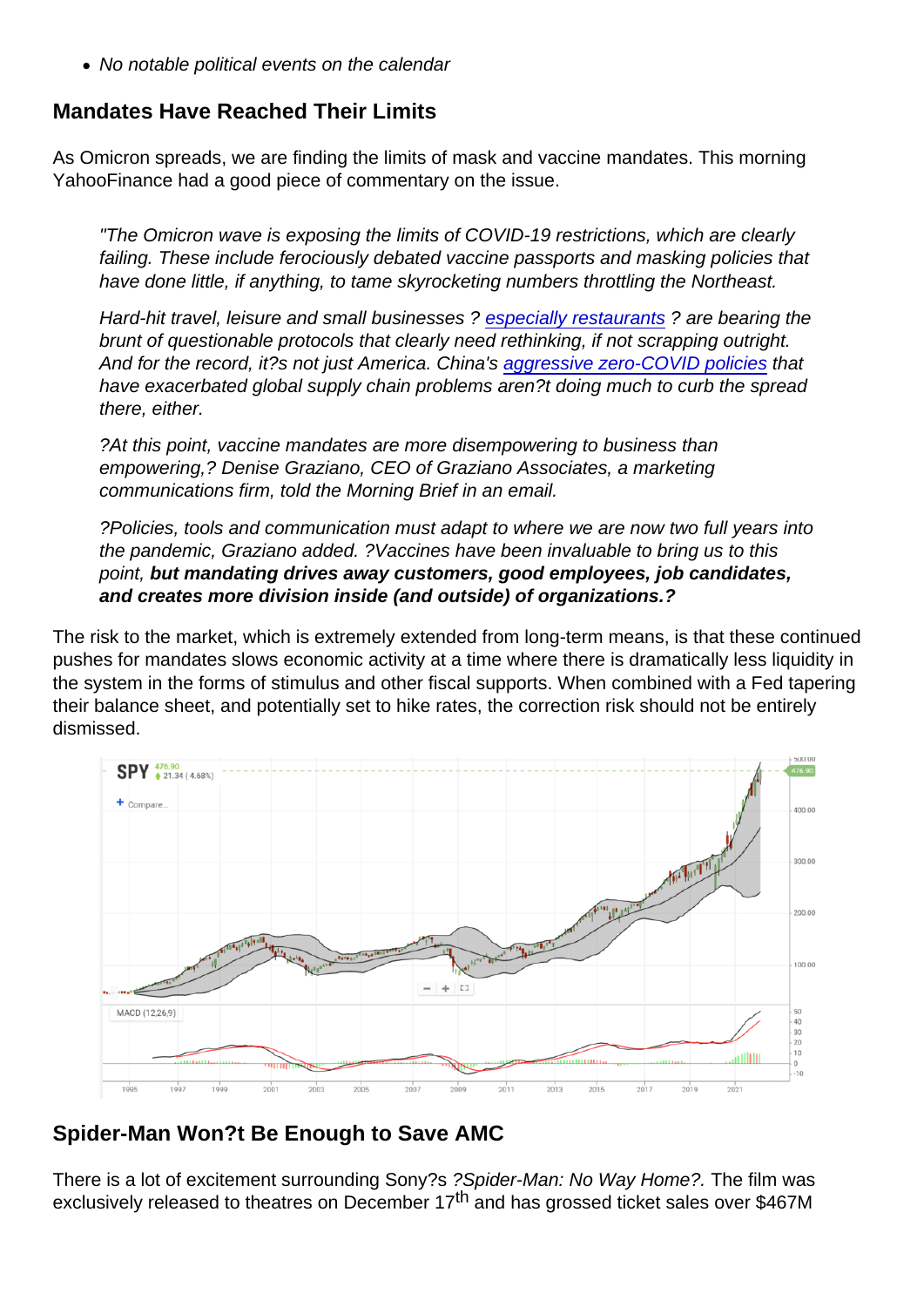- *No notable political events on the calendar*

## Mandates Have Reached Their Limits

As Omicron spreads, we are finding the limits of mask and vaccine mandates. This morning YahooFinance had a good piece of commentary on the issue.

> *"The Omicron wave is exposing the limits of COVID-19 restrictions, which are clearly failing. These include ferociously debated vaccine passports and masking policies that have done little, if anything, to tame skyrocketing numbers throttling the Northeast.*
>
> *Hard-hit travel, leisure and small businesses ? especially restaurants ? are bearing the brunt of questionable protocols that clearly need rethinking, if not scrapping outright. And for the record, it?s not just America. China's aggressive zero-COVID policies that have exacerbated global supply chain problems aren?t doing much to curb the spread there, either.*
>
> *?At this point, vaccine mandates are more disempowering to business than empowering,? Denise Graziano, CEO of Graziano Associates, a marketing communications firm, told the Morning Brief in an email.*
>
> *?Policies, tools and communication must adapt to where we are now two full years into the pandemic, Graziano added. ?Vaccines have been invaluable to bring us to this point,* ***but mandating drives away customers, good employees, job candidates, and creates more division inside (and outside) of organizations.?***

The risk to the market, which is extremely extended from long-term means, is that these continued pushes for mandates slows economic activity at a time where there is dramatically less liquidity in the system in the forms of stimulus and other fiscal supports. When combined with a Fed tapering their balance sheet, and potentially set to hike rates, the correction risk should not be entirely dismissed.

## Spider-Man Won?t Be Enough to Save AMC

There is a lot of excitement surrounding Sony?s *?Spider-Man: No Way Home?.* The film was exclusively released to theatres on December 17th and has grossed ticket sales over $467M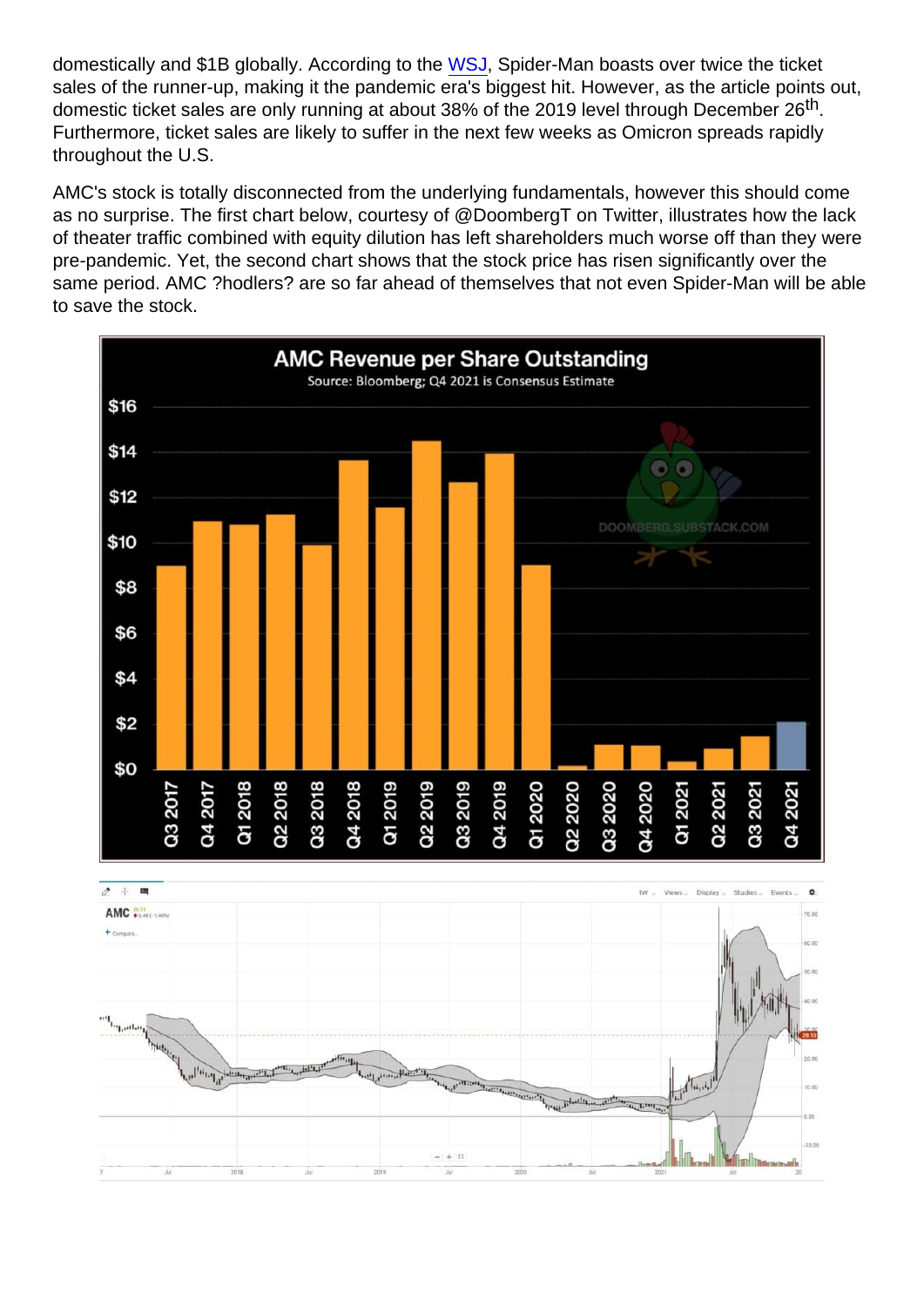domestically and $1B globally. According to the WSJ, Spider-Man boasts over twice the ticket sales of the runner-up, making it the pandemic era's biggest hit. However, as the article points out, domestic ticket sales are only running at about 38% of the 2019 level through December 26th. Furthermore, ticket sales are likely to suffer in the next few weeks as Omicron spreads rapidly throughout the U.S.

AMC's stock is totally disconnected from the underlying fundamentals, however this should come as no surprise. The first chart below, courtesy of @DoombergT on Twitter, illustrates how the lack of theater traffic combined with equity dilution has left shareholders much worse off than they were pre-pandemic. Yet, the second chart shows that the stock price has risen significantly over the same period. AMC ?hodlers? are so far ahead of themselves that not even Spider-Man will be able to save the stock.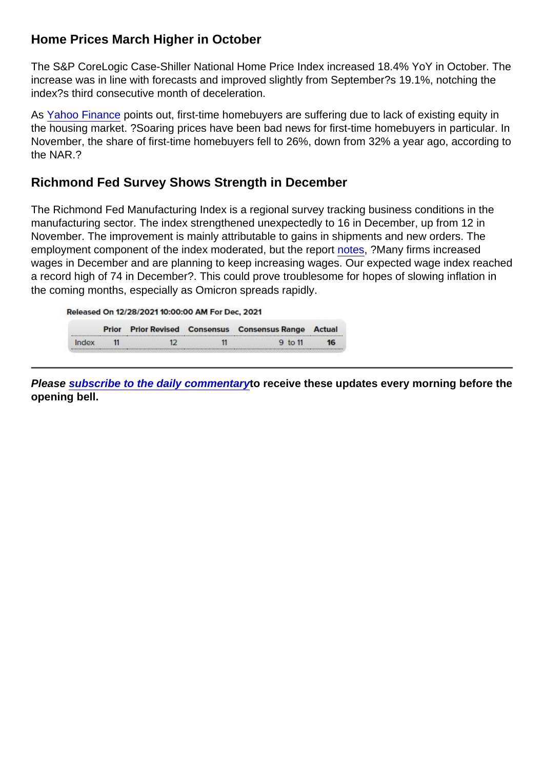## Home Prices March Higher in October

The S&P CoreLogic Case-Shiller National Home Price Index increased 18.4% YoY in October. The increase was in line with forecasts and improved slightly from September?s 19.1%, notching the index?s third consecutive month of deceleration.

As Yahoo Finance points out, first-time homebuyers are suffering due to lack of existing equity in the housing market. ?Soaring prices have been bad news for first-time homebuyers in particular. In November, the share of first-time homebuyers fell to 26%, down from 32% a year ago, according to the NAR.?

## Richmond Fed Survey Shows Strength in December

The Richmond Fed Manufacturing Index is a regional survey tracking business conditions in the manufacturing sector. The index strengthened unexpectedly to 16 in December, up from 12 in November. The improvement is mainly attributable to gains in shipments and new orders. The employment component of the index moderated, but the report notes, ?Many firms increased wages in December and are planning to keep increasing wages. Our expected wage index reached a record high of 74 in December?. This could prove troublesome for hopes of slowing inflation in the coming months, especially as Omicron spreads rapidly.

Released On 12/28/2021 10:00:00 AM For Dec, 2021

| | Prior | Prior Revised | Consensus | Consensus Range | Actual |
|---|---|---|---|---|---|
| Index | 11 | 12 | 11 | 9 to 11 | 16 |

---

***Please subscribe to the daily commentary*** **to receive these updates every morning before the opening bell.**